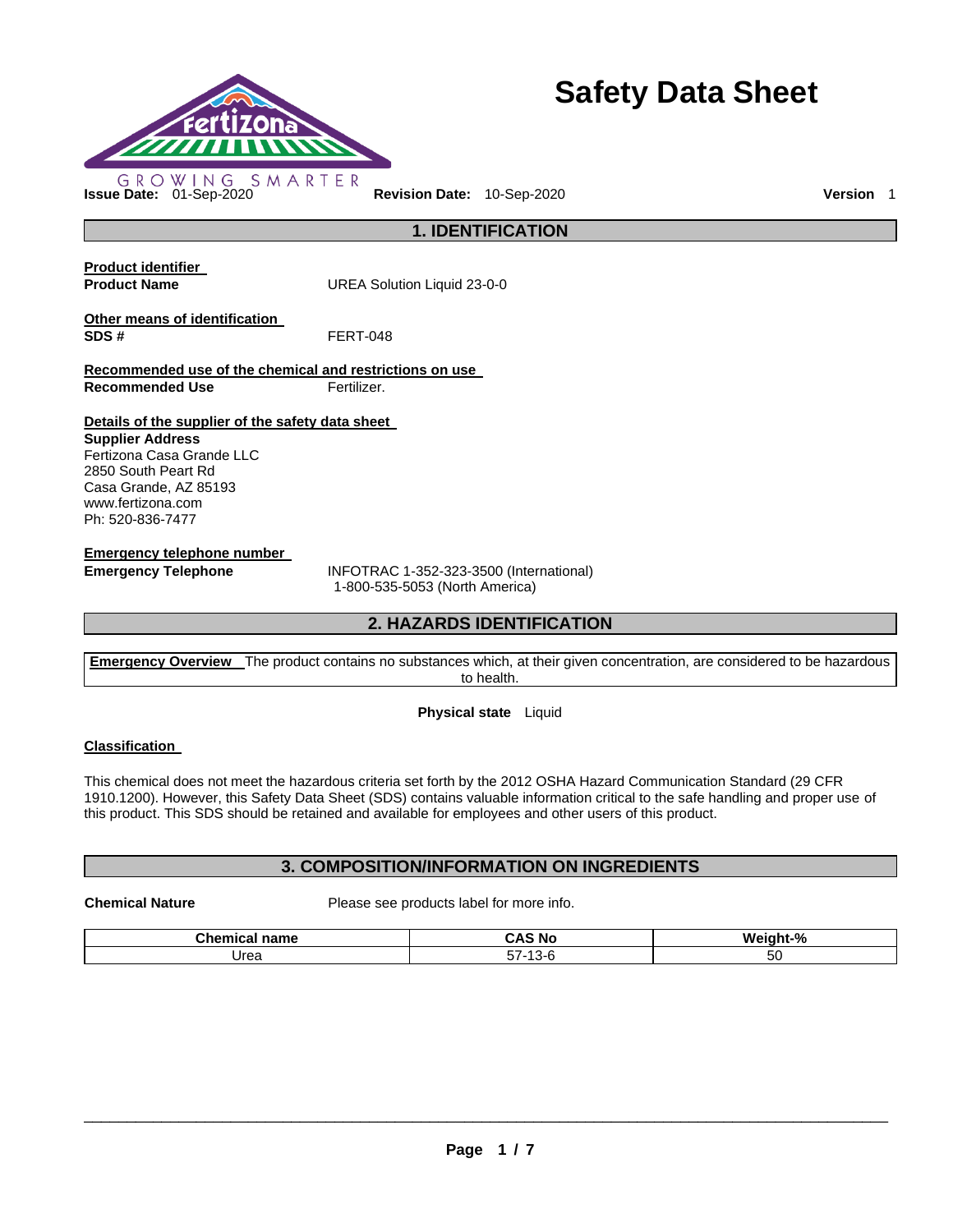# Safety Data Sheet

GROWING SMARTER

**Issue Date:** 01-Sep-2020 **Revision Date:** 10-Sep-2020 **Version** 1

## 1. IDENTIFICATION

**Product identifier**

**Product Name** UREA Solution Liquid 23-0-0

**Other means of identification**

**SDS #** FERT-048

**Recommended use of the chemical and restrictions on use**

**Recommended Use** Fertilizer.

**Details of the supplier of the safety data sheet**

**Supplier Address**
Fertizona Casa Grande LLC
2850 South Peart Rd
Casa Grande, AZ 85193
www.fertizona.com
Ph: 520-836-7477

**Emergency telephone number**

**Emergency Telephone** INFOTRAC 1-352-323-3500 (International)
1-800-535-5053 (North America)

## 2. HAZARDS IDENTIFICATION

**Emergency Overview** The product contains no substances which, at their given concentration, are considered to be hazardous to health.

**Physical state** Liquid

**Classification**

This chemical does not meet the hazardous criteria set forth by the 2012 OSHA Hazard Communication Standard (29 CFR 1910.1200). However, this Safety Data Sheet (SDS) contains valuable information critical to the safe handling and proper use of this product. This SDS should be retained and available for employees and other users of this product.

## 3. COMPOSITION/INFORMATION ON INGREDIENTS

**Chemical Nature** Please see products label for more info.

| Chemical name | CAS No | Weight-% |
|---|---|---|
| Urea | 57-13-6 | 50 |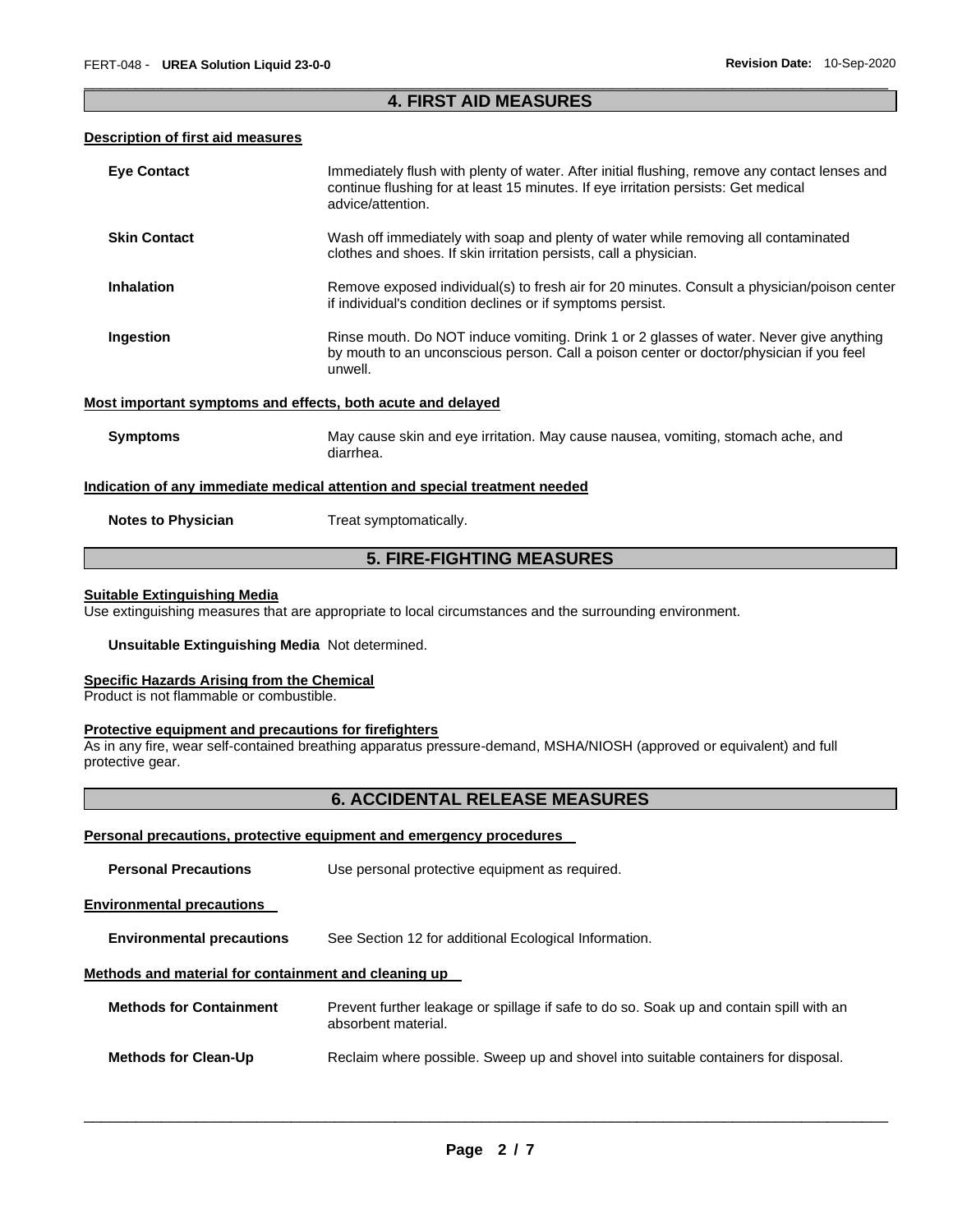## 4. FIRST AID MEASURES

### Description of first aid measures

**Eye Contact** Immediately flush with plenty of water. After initial flushing, remove any contact lenses and continue flushing for at least 15 minutes. If eye irritation persists: Get medical advice/attention.

**Skin Contact** Wash off immediately with soap and plenty of water while removing all contaminated clothes and shoes. If skin irritation persists, call a physician.

**Inhalation** Remove exposed individual(s) to fresh air for 20 minutes. Consult a physician/poison center if individual's condition declines or if symptoms persist.

**Ingestion** Rinse mouth. Do NOT induce vomiting. Drink 1 or 2 glasses of water. Never give anything by mouth to an unconscious person. Call a poison center or doctor/physician if you feel unwell.

### Most important symptoms and effects, both acute and delayed

**Symptoms** May cause skin and eye irritation. May cause nausea, vomiting, stomach ache, and diarrhea.

### Indication of any immediate medical attention and special treatment needed

**Notes to Physician** Treat symptomatically.

## 5. FIRE-FIGHTING MEASURES

### Suitable Extinguishing Media

Use extinguishing measures that are appropriate to local circumstances and the surrounding environment.

**Unsuitable Extinguishing Media** Not determined.

### Specific Hazards Arising from the Chemical

Product is not flammable or combustible.

### Protective equipment and precautions for firefighters

As in any fire, wear self-contained breathing apparatus pressure-demand, MSHA/NIOSH (approved or equivalent) and full protective gear.

## 6. ACCIDENTAL RELEASE MEASURES

### Personal precautions, protective equipment and emergency procedures

**Personal Precautions** Use personal protective equipment as required.

### Environmental precautions

**Environmental precautions** See Section 12 for additional Ecological Information.

### Methods and material for containment and cleaning up

**Methods for Containment** Prevent further leakage or spillage if safe to do so. Soak up and contain spill with an absorbent material.

**Methods for Clean-Up** Reclaim where possible. Sweep up and shovel into suitable containers for disposal.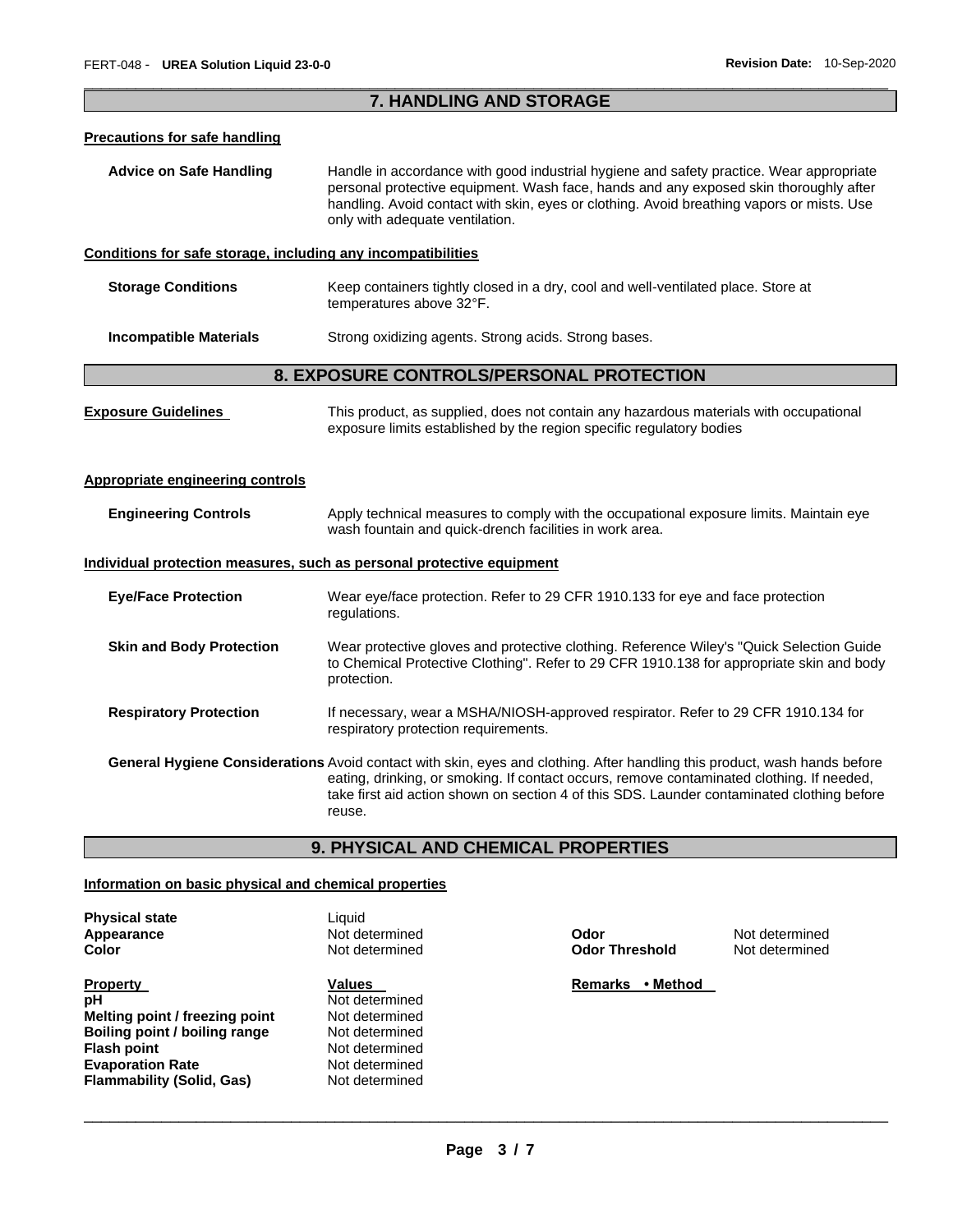## 7. HANDLING AND STORAGE

### Precautions for safe handling

**Advice on Safe Handling** Handle in accordance with good industrial hygiene and safety practice. Wear appropriate personal protective equipment. Wash face, hands and any exposed skin thoroughly after handling. Avoid contact with skin, eyes or clothing. Avoid breathing vapors or mists. Use only with adequate ventilation.

### Conditions for safe storage, including any incompatibilities

**Storage Conditions** Keep containers tightly closed in a dry, cool and well-ventilated place. Store at temperatures above 32°F.

**Incompatible Materials** Strong oxidizing agents. Strong acids. Strong bases.

## 8. EXPOSURE CONTROLS/PERSONAL PROTECTION

**Exposure Guidelines** This product, as supplied, does not contain any hazardous materials with occupational exposure limits established by the region specific regulatory bodies

### Appropriate engineering controls

**Engineering Controls** Apply technical measures to comply with the occupational exposure limits. Maintain eye wash fountain and quick-drench facilities in work area.

### Individual protection measures, such as personal protective equipment

**Eye/Face Protection** Wear eye/face protection. Refer to 29 CFR 1910.133 for eye and face protection regulations.

**Skin and Body Protection** Wear protective gloves and protective clothing. Reference Wiley's "Quick Selection Guide to Chemical Protective Clothing". Refer to 29 CFR 1910.138 for appropriate skin and body protection.

**Respiratory Protection** If necessary, wear a MSHA/NIOSH-approved respirator. Refer to 29 CFR 1910.134 for respiratory protection requirements.

**General Hygiene Considerations** Avoid contact with skin, eyes and clothing. After handling this product, wash hands before eating, drinking, or smoking. If contact occurs, remove contaminated clothing. If needed, take first aid action shown on section 4 of this SDS. Launder contaminated clothing before reuse.

## 9. PHYSICAL AND CHEMICAL PROPERTIES

### Information on basic physical and chemical properties

**Physical state** Liquid
**Appearance** Not determined
**Color** Not determined
**Odor** Not determined
**Odor Threshold** Not determined

| Property | Values | Remarks • Method |
|---|---|---|
| **pH** | Not determined | |
| **Melting point / freezing point** | Not determined | |
| **Boiling point / boiling range** | Not determined | |
| **Flash point** | Not determined | |
| **Evaporation Rate** | Not determined | |
| **Flammability (Solid, Gas)** | Not determined | |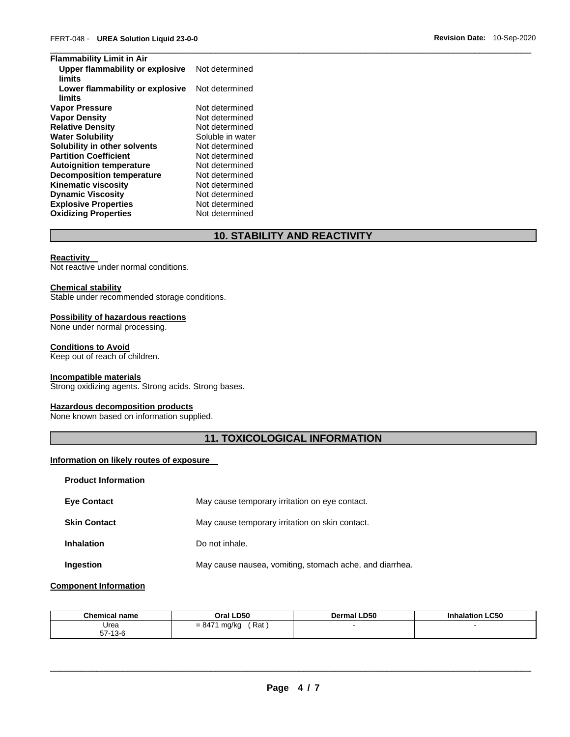**Flammability Limit in Air**

| | |
|---|---|
| **Upper flammability or explosive limits** | Not determined |
| **Lower flammability or explosive limits** | Not determined |
| **Vapor Pressure** | Not determined |
| **Vapor Density** | Not determined |
| **Relative Density** | Not determined |
| **Water Solubility** | Soluble in water |
| **Solubility in other solvents** | Not determined |
| **Partition Coefficient** | Not determined |
| **Autoignition temperature** | Not determined |
| **Decomposition temperature** | Not determined |
| **Kinematic viscosity** | Not determined |
| **Dynamic Viscosity** | Not determined |
| **Explosive Properties** | Not determined |
| **Oxidizing Properties** | Not determined |

## 10. STABILITY AND REACTIVITY

**Reactivity**
Not reactive under normal conditions.

**Chemical stability**
Stable under recommended storage conditions.

**Possibility of hazardous reactions**
None under normal processing.

**Conditions to Avoid**
Keep out of reach of children.

**Incompatible materials**
Strong oxidizing agents. Strong acids. Strong bases.

**Hazardous decomposition products**
None known based on information supplied.

## 11. TOXICOLOGICAL INFORMATION

**Information on likely routes of exposure**

**Product Information**

| | |
|---|---|
| **Eye Contact** | May cause temporary irritation on eye contact. |
| **Skin Contact** | May cause temporary irritation on skin contact. |
| **Inhalation** | Do not inhale. |
| **Ingestion** | May cause nausea, vomiting, stomach ache, and diarrhea. |

**Component Information**

| Chemical name | Oral LD50 | Dermal LD50 | Inhalation LC50 |
|---|---|---|---|
| Urea 57-13-6 | = 8471 mg/kg ( Rat ) | - | - |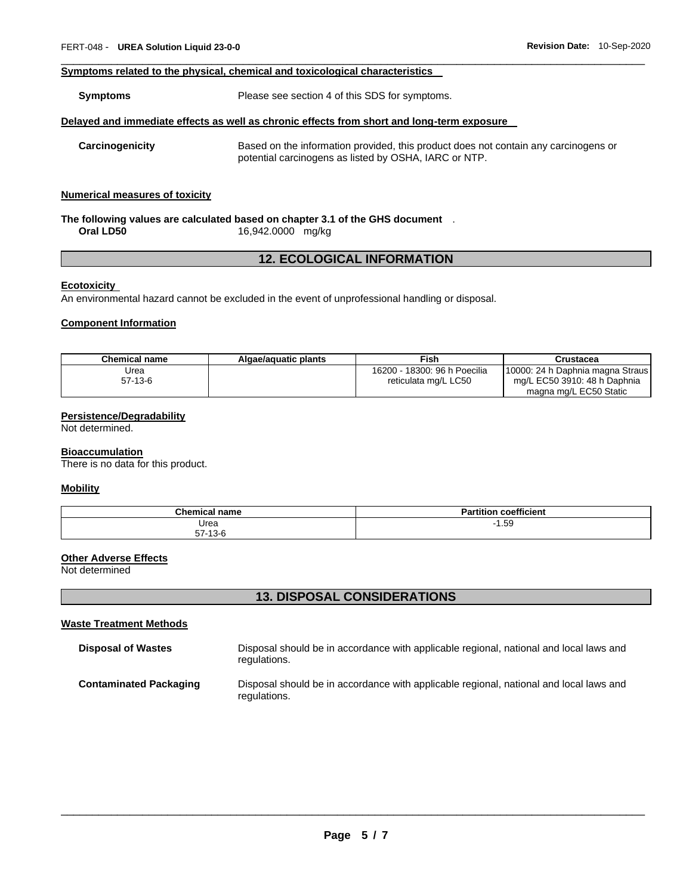**Symptoms related to the physical, chemical and toxicological characteristics**

**Symptoms** Please see section 4 of this SDS for symptoms.

**Delayed and immediate effects as well as chronic effects from short and long-term exposure**

**Carcinogenicity** Based on the information provided, this product does not contain any carcinogens or potential carcinogens as listed by OSHA, IARC or NTP.

**Numerical measures of toxicity**

**The following values are calculated based on chapter 3.1 of the GHS document** .

**Oral LD50** 16,942.0000 mg/kg

## 12. ECOLOGICAL INFORMATION

**Ecotoxicity**

An environmental hazard cannot be excluded in the event of unprofessional handling or disposal.

**Component Information**

| Chemical name | Algae/aquatic plants | Fish | Crustacea |
|---|---|---|---|
| Urea<br>57-13-6 | | 16200 - 18300: 96 h Poecilia reticulata mg/L LC50 | 10000: 24 h Daphnia magna Straus mg/L EC50 3910: 48 h Daphnia magna mg/L EC50 Static |

**Persistence/Degradability**

Not determined.

**Bioaccumulation**

There is no data for this product.

**Mobility**

| Chemical name | Partition coefficient |
|---|---|
| Urea<br>57-13-6 | -1.59 |

**Other Adverse Effects**

Not determined

## 13. DISPOSAL CONSIDERATIONS

**Waste Treatment Methods**

**Disposal of Wastes** Disposal should be in accordance with applicable regional, national and local laws and regulations.

**Contaminated Packaging** Disposal should be in accordance with applicable regional, national and local laws and regulations.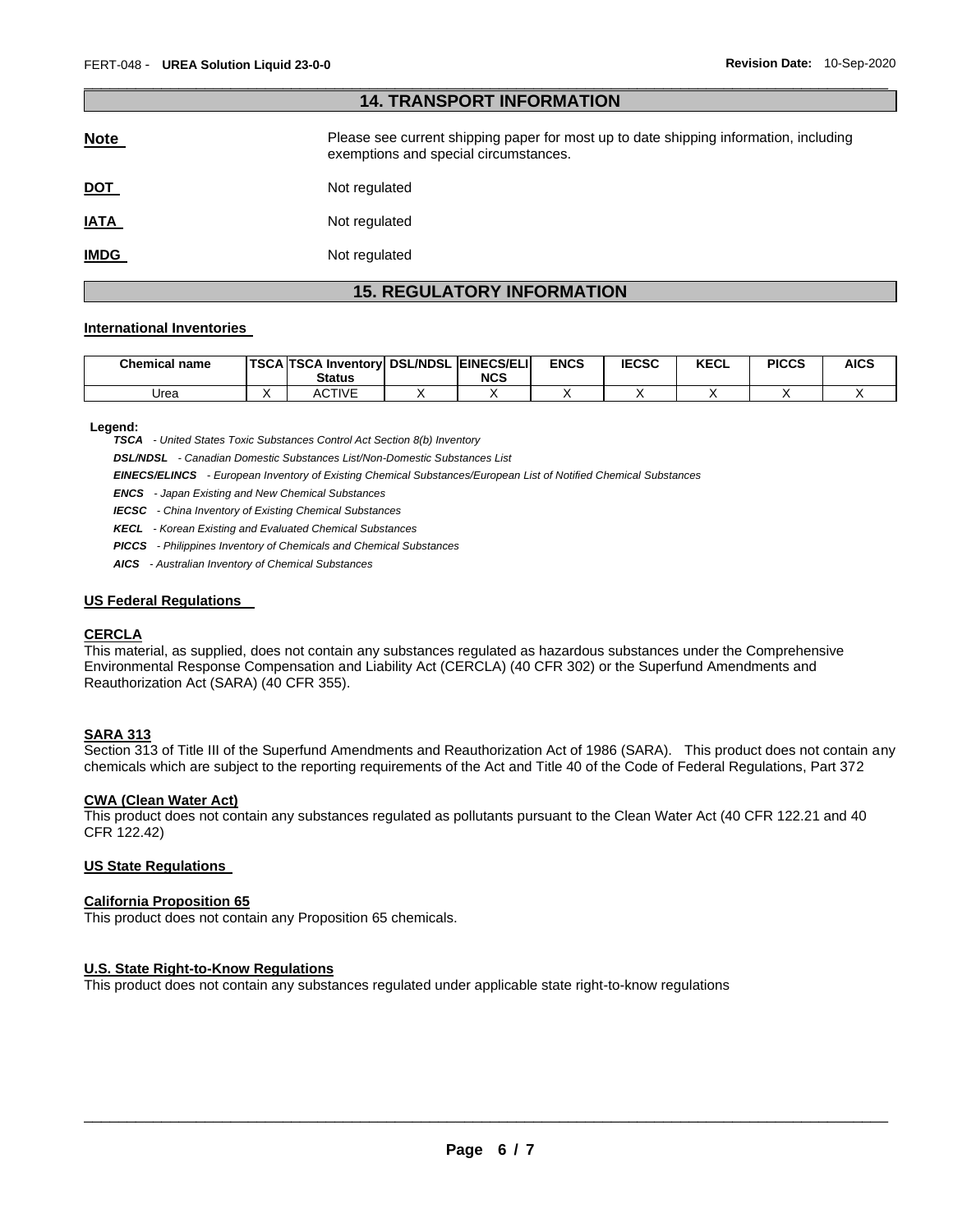## 14. TRANSPORT INFORMATION

**Note** Please see current shipping paper for most up to date shipping information, including exemptions and special circumstances.

**DOT** Not regulated

**IATA** Not regulated

**IMDG** Not regulated

## 15. REGULATORY INFORMATION

### International Inventories

| Chemical name | TSCA | TSCA Inventory Status | DSL/NDSL | EINECS/ELINCS | ENCS | IECSC | KECL | PICCS | AICS |
|---|---|---|---|---|---|---|---|---|---|
| Urea | X | ACTIVE | X | X | X | X | X | X | X |

**Legend:**

***TSCA*** *- United States Toxic Substances Control Act Section 8(b) Inventory*

***DSL/NDSL*** *- Canadian Domestic Substances List/Non-Domestic Substances List*

***EINECS/ELINCS*** *- European Inventory of Existing Chemical Substances/European List of Notified Chemical Substances*

***ENCS*** *- Japan Existing and New Chemical Substances*

***IECSC*** *- China Inventory of Existing Chemical Substances*

***KECL*** *- Korean Existing and Evaluated Chemical Substances*

***PICCS*** *- Philippines Inventory of Chemicals and Chemical Substances*

***AICS*** *- Australian Inventory of Chemical Substances*

### US Federal Regulations

**CERCLA**

This material, as supplied, does not contain any substances regulated as hazardous substances under the Comprehensive Environmental Response Compensation and Liability Act (CERCLA) (40 CFR 302) or the Superfund Amendments and Reauthorization Act (SARA) (40 CFR 355).

**SARA 313**

Section 313 of Title III of the Superfund Amendments and Reauthorization Act of 1986 (SARA). This product does not contain any chemicals which are subject to the reporting requirements of the Act and Title 40 of the Code of Federal Regulations, Part 372

**CWA (Clean Water Act)**

This product does not contain any substances regulated as pollutants pursuant to the Clean Water Act (40 CFR 122.21 and 40 CFR 122.42)

### US State Regulations

**California Proposition 65**

This product does not contain any Proposition 65 chemicals.

**U.S. State Right-to-Know Regulations**

This product does not contain any substances regulated under applicable state right-to-know regulations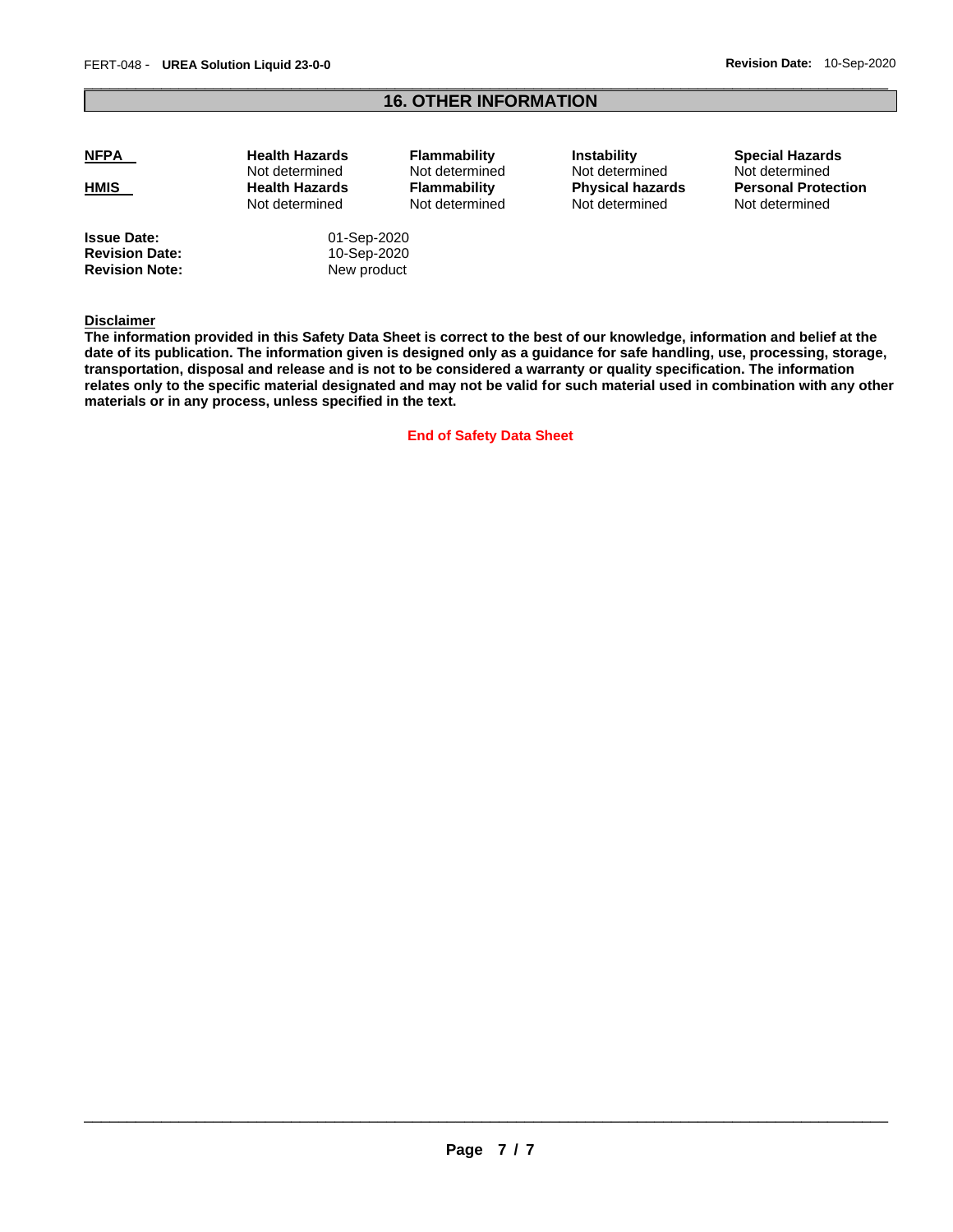## 16. OTHER INFORMATION

| | | | | |
|---|---|---|---|---|
| **NFPA** | **Health Hazards** | **Flammability** | **Instability** | **Special Hazards** |
| | Not determined | Not determined | Not determined | Not determined |
| **HMIS** | **Health Hazards** | **Flammability** | **Physical hazards** | **Personal Protection** |
| | Not determined | Not determined | Not determined | Not determined |

**Issue Date:** 01-Sep-2020
**Revision Date:** 10-Sep-2020
**Revision Note:** New product

**Disclaimer**

**The information provided in this Safety Data Sheet is correct to the best of our knowledge, information and belief at the date of its publication. The information given is designed only as a guidance for safe handling, use, processing, storage, transportation, disposal and release and is not to be considered a warranty or quality specification. The information relates only to the specific material designated and may not be valid for such material used in combination with any other materials or in any process, unless specified in the text.**

**End of Safety Data Sheet**